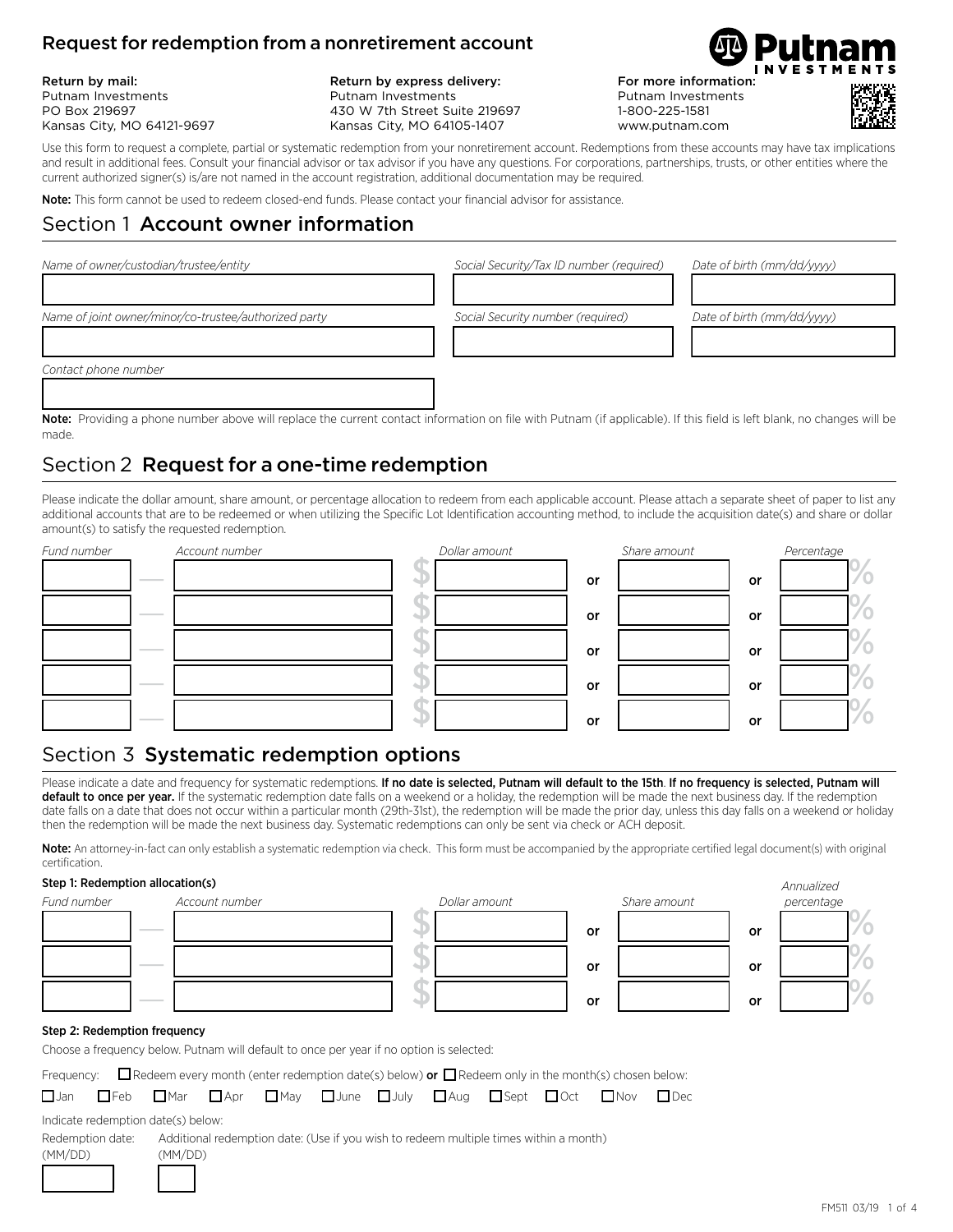# Request for redemption from a nonretirement account

**Return by mail:**
Putnam Investments
PO Box 219697
Kansas City, MO 64121-9697

**Return by express delivery:**
Putnam Investments
430 W 7th Street Suite 219697
Kansas City, MO 64105-1407

**For more information:**
Putnam Investments
1-800-225-1581
www.putnam.com

Use this form to request a complete, partial or systematic redemption from your nonretirement account. Redemptions from these accounts may have tax implications and result in additional fees. Consult your financial advisor or tax advisor if you have any questions. For corporations, partnerships, trusts, or other entities where the current authorized signer(s) is/are not named in the account registration, additional documentation may be required.

**Note:** This form cannot be used to redeem closed-end funds. Please contact your financial advisor for assistance.

## Section 1 Account owner information

| *Name of owner/custodian/trustee/entity* | *Social Security/Tax ID number (required)* | *Date of birth (mm/dd/yyyy)* |
|---|---|---|
| | | |

| *Name of joint owner/minor/co-trustee/authorized party* | *Social Security number (required)* | *Date of birth (mm/dd/yyyy)* |
|---|---|---|
| | | |

*Contact phone number*

**Note:** Providing a phone number above will replace the current contact information on file with Putnam (if applicable). If this field is left blank, no changes will be made.

## Section 2 Request for a one-time redemption

Please indicate the dollar amount, share amount, or percentage allocation to redeem from each applicable account. Please attach a separate sheet of paper to list any additional accounts that are to be redeemed or when utilizing the Specific Lot Identification accounting method, to include the acquisition date(s) and share or dollar amount(s) to satisfy the requested redemption.

| *Fund number* | *Account number* | *Dollar amount* | | *Share amount* | | *Percentage* |
|---|---|---|---|---|---|---|
| — | | $ | or | | or | % |
| — | | $ | or | | or | % |
| — | | $ | or | | or | % |
| — | | $ | or | | or | % |
| — | | $ | or | | or | % |

## Section 3 Systematic redemption options

Please indicate a date and frequency for systematic redemptions. **If no date is selected, Putnam will default to the 15th**. **If no frequency is selected, Putnam will default to once per year.** If the systematic redemption date falls on a weekend or a holiday, the redemption will be made the next business day. If the redemption date falls on a date that does not occur within a particular month (29th-31st), the redemption will be made the prior day, unless this day falls on a weekend or holiday then the redemption will be made the next business day. Systematic redemptions can only be sent via check or ACH deposit.

**Note:** An attorney-in-fact can only establish a systematic redemption via check. This form must be accompanied by the appropriate certified legal document(s) with original certification.

### Step 1: Redemption allocation(s)

| *Fund number* | *Account number* | *Dollar amount* | | *Share amount* | | *Annualized percentage* |
|---|---|---|---|---|---|---|
| — | | $ | or | | or | % |
| — | | $ | or | | or | % |
| — | | $ | or | | or | % |

### Step 2: Redemption frequency

Choose a frequency below. Putnam will default to once per year if no option is selected:

Frequency: ☐ Redeem every month (enter redemption date(s) below) **or** ☐ Redeem only in the month(s) chosen below:

☐ Jan ☐ Feb ☐ Mar ☐ Apr ☐ May ☐ June ☐ July ☐ Aug ☐ Sept ☐ Oct ☐ Nov ☐ Dec

Indicate redemption date(s) below:

| Redemption date: (MM/DD) | Additional redemption date: (Use if you wish to redeem multiple times within a month) (MM/DD) |
|---|---|
| | |

FM511 03/19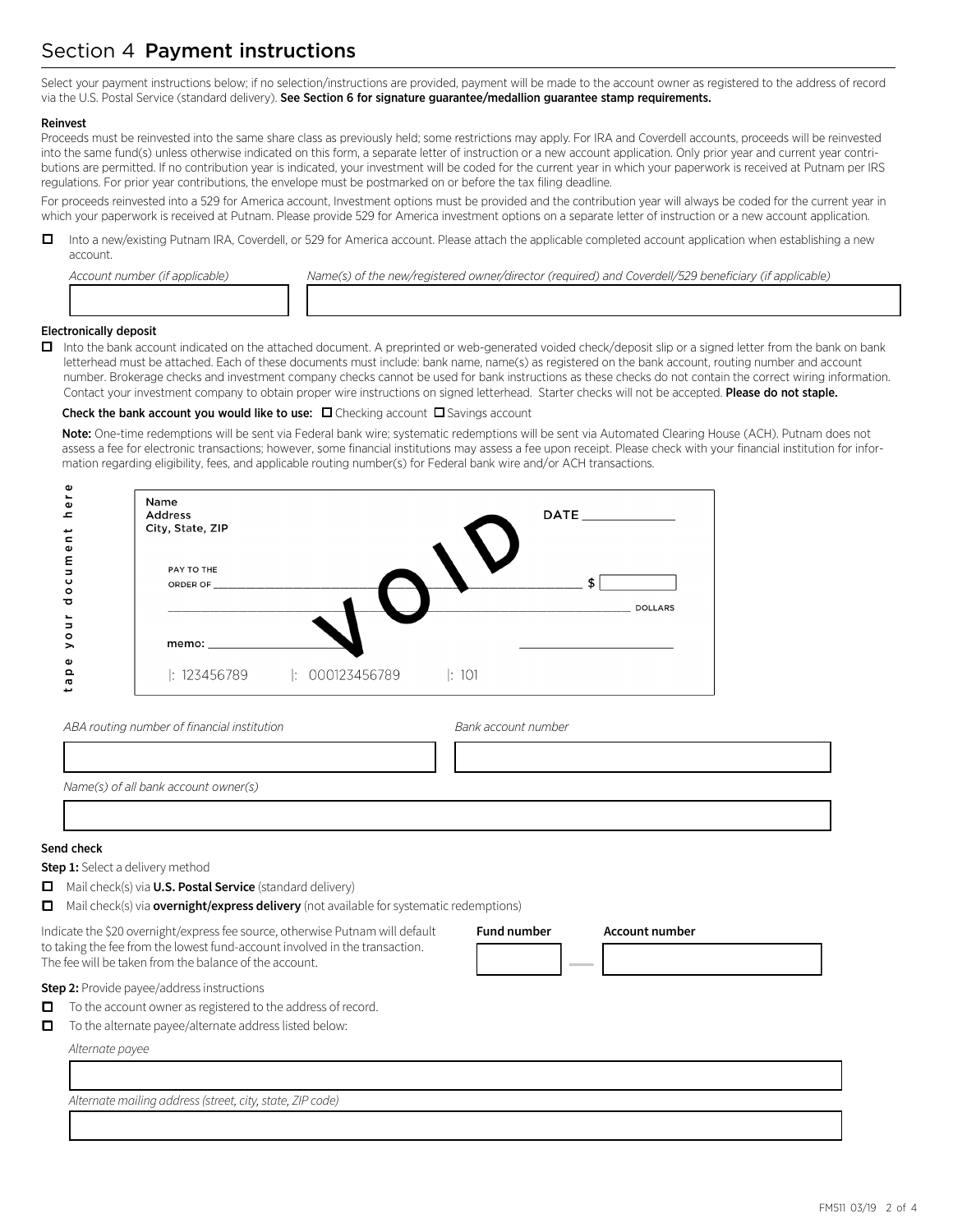# Section 4 **Payment instructions**

Select your payment instructions below; if no selection/instructions are provided, payment will be made to the account owner as registered to the address of record via the U.S. Postal Service (standard delivery). **See Section 6 for signature guarantee/medallion guarantee stamp requirements.**

**Reinvest**

Proceeds must be reinvested into the same share class as previously held; some restrictions may apply. For IRA and Coverdell accounts, proceeds will be reinvested into the same fund(s) unless otherwise indicated on this form, a separate letter of instruction or a new account application. Only prior year and current year contributions are permitted. If no contribution year is indicated, your investment will be coded for the current year in which your paperwork is received at Putnam per IRS regulations. For prior year contributions, the envelope must be postmarked on or before the tax filing deadline.

For proceeds reinvested into a 529 for America account, Investment options must be provided and the contribution year will always be coded for the current year in which your paperwork is received at Putnam. Please provide 529 for America investment options on a separate letter of instruction or a new account application.

☐ Into a new/existing Putnam IRA, Coverdell, or 529 for America account. Please attach the applicable completed account application when establishing a new account.

*Account number (if applicable)* ____________

*Name(s) of the new/registered owner/director (required) and Coverdell/529 beneficiary (if applicable)* ____________

**Electronically deposit**

☐ Into the bank account indicated on the attached document. A preprinted or web-generated voided check/deposit slip or a signed letter from the bank on bank letterhead must be attached. Each of these documents must include: bank name, name(s) as registered on the bank account, routing number and account number. Brokerage checks and investment company checks cannot be used for bank instructions as these checks do not contain the correct wiring information. Contact your investment company to obtain proper wire instructions on signed letterhead. Starter checks will not be accepted. **Please do not staple.**

**Check the bank account you would like to use:** ☐ Checking account ☐ Savings account

**Note:** One-time redemptions will be sent via Federal bank wire; systematic redemptions will be sent via Automated Clearing House (ACH). Putnam does not assess a fee for electronic transactions; however, some financial institutions may assess a fee upon receipt. Please check with your financial institution for information regarding eligibility, fees, and applicable routing number(s) for Federal bank wire and/or ACH transactions.

tape your document here

Name
Address
City, State, ZIP

DATE ____________

PAY TO THE ORDER OF ____________ $ ____

____________ DOLLARS

memo: ____________

VOID

|: 123456789 |: 000123456789 |: 101

*ABA routing number of financial institution* ____________

*Bank account number* ____________

*Name(s) of all bank account owner(s)* ____________

**Send check**

**Step 1:** Select a delivery method

☐ Mail check(s) via **U.S. Postal Service** (standard delivery)

☐ Mail check(s) via **overnight/express delivery** (not available for systematic redemptions)

Indicate the $20 overnight/express fee source, otherwise Putnam will default to taking the fee from the lowest fund-account involved in the transaction. The fee will be taken from the balance of the account.

**Fund number** ____ — **Account number** ____________

**Step 2:** Provide payee/address instructions

☐ To the account owner as registered to the address of record.

☐ To the alternate payee/alternate address listed below:

*Alternate payee* ____________

*Alternate mailing address (street, city, state, ZIP code)* ____________

FM511 03/19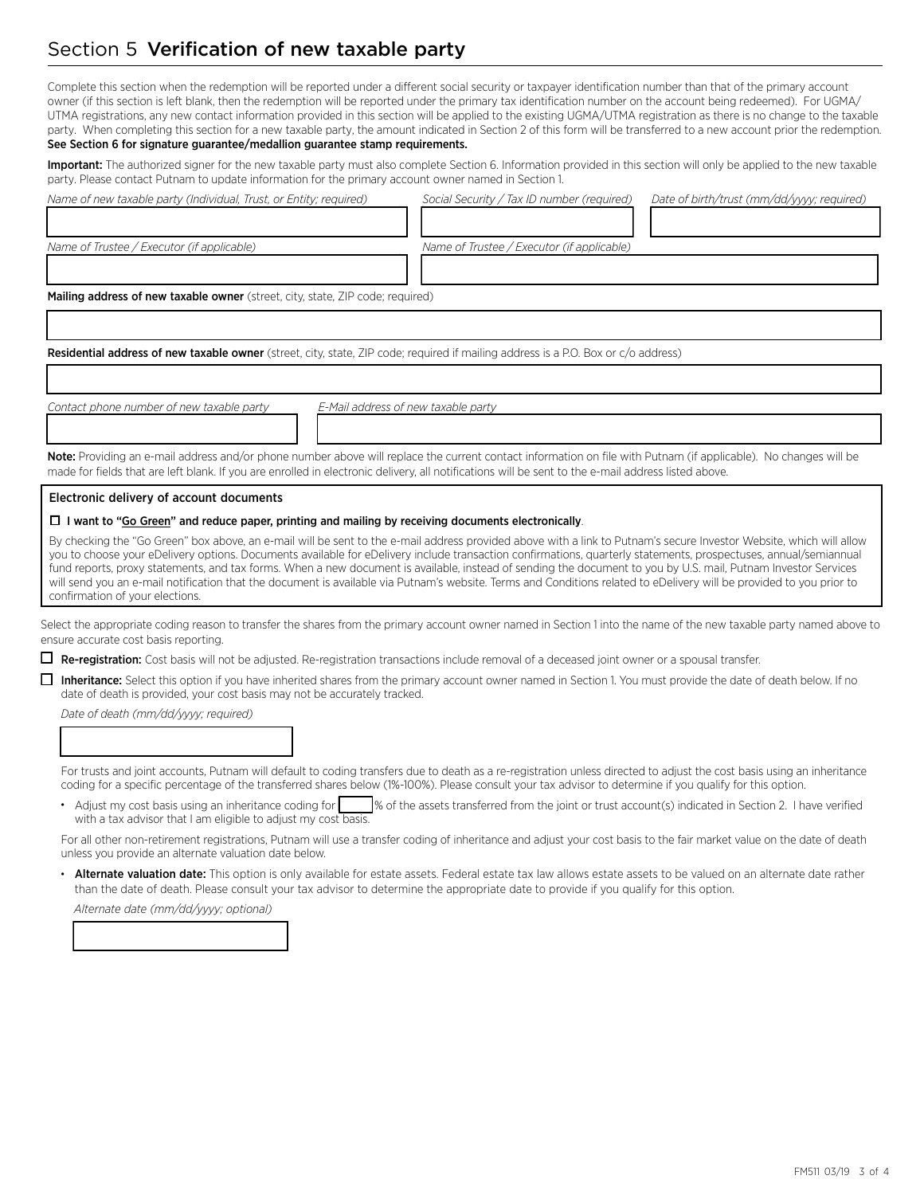# Section 5 **Verification of new taxable party**

Complete this section when the redemption will be reported under a different social security or taxpayer identification number than that of the primary account owner (if this section is left blank, then the redemption will be reported under the primary tax identification number on the account being redeemed). For UGMA/UTMA registrations, any new contact information provided in this section will be applied to the existing UGMA/UTMA registration as there is no change to the taxable party. When completing this section for a new taxable party, the amount indicated in Section 2 of this form will be transferred to a new account prior the redemption. **See Section 6 for signature guarantee/medallion guarantee stamp requirements.**

**Important:** The authorized signer for the new taxable party must also complete Section 6. Information provided in this section will only be applied to the new taxable party. Please contact Putnam to update information for the primary account owner named in Section 1.

*Name of new taxable party (Individual, Trust, or Entity; required)*

*Social Security / Tax ID number (required)*

*Date of birth/trust (mm/dd/yyyy; required)*

*Name of Trustee / Executor (if applicable)*

*Name of Trustee / Executor (if applicable)*

**Mailing address of new taxable owner** (street, city, state, ZIP code; required)

**Residential address of new taxable owner** (street, city, state, ZIP code; required if mailing address is a P.O. Box or c/o address)

*Contact phone number of new taxable party*

*E-Mail address of new taxable party*

**Note:** Providing an e-mail address and/or phone number above will replace the current contact information on file with Putnam (if applicable). No changes will be made for fields that are left blank. If you are enrolled in electronic delivery, all notifications will be sent to the e-mail address listed above.

**Electronic delivery of account documents**

☐ **I want to "Go Green" and reduce paper, printing and mailing by receiving documents electronically**.

By checking the "Go Green" box above, an e-mail will be sent to the e-mail address provided above with a link to Putnam's secure Investor Website, which will allow you to choose your eDelivery options. Documents available for eDelivery include transaction confirmations, quarterly statements, prospectuses, annual/semiannual fund reports, proxy statements, and tax forms. When a new document is available, instead of sending the document to you by U.S. mail, Putnam Investor Services will send you an e-mail notification that the document is available via Putnam's website. Terms and Conditions related to eDelivery will be provided to you prior to confirmation of your elections.

Select the appropriate coding reason to transfer the shares from the primary account owner named in Section 1 into the name of the new taxable party named above to ensure accurate cost basis reporting.

☐ **Re-registration:** Cost basis will not be adjusted. Re-registration transactions include removal of a deceased joint owner or a spousal transfer.

☐ **Inheritance:** Select this option if you have inherited shares from the primary account owner named in Section 1. You must provide the date of death below. If no date of death is provided, your cost basis may not be accurately tracked.

*Date of death (mm/dd/yyyy; required)*

For trusts and joint accounts, Putnam will default to coding transfers due to death as a re-registration unless directed to adjust the cost basis using an inheritance coding for a specific percentage of the transferred shares below (1%-100%). Please consult your tax advisor to determine if you qualify for this option.

- Adjust my cost basis using an inheritance coding for ____ % of the assets transferred from the joint or trust account(s) indicated in Section 2. I have verified with a tax advisor that I am eligible to adjust my cost basis.

For all other non-retirement registrations, Putnam will use a transfer coding of inheritance and adjust your cost basis to the fair market value on the date of death unless you provide an alternate valuation date below.

- **Alternate valuation date:** This option is only available for estate assets. Federal estate tax law allows estate assets to be valued on an alternate date rather than the date of death. Please consult your tax advisor to determine the appropriate date to provide if you qualify for this option.

*Alternate date (mm/dd/yyyy; optional)*

FM511 03/19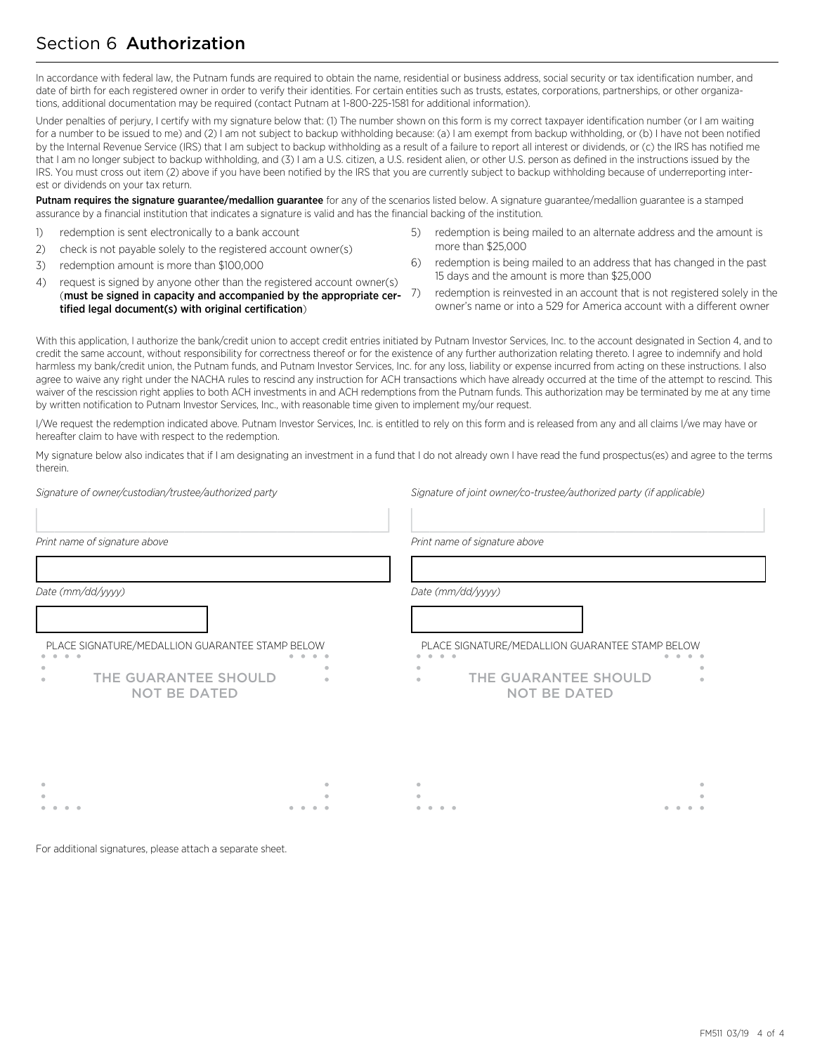## Section 6 **Authorization**

In accordance with federal law, the Putnam funds are required to obtain the name, residential or business address, social security or tax identification number, and date of birth for each registered owner in order to verify their identities. For certain entities such as trusts, estates, corporations, partnerships, or other organizations, additional documentation may be required (contact Putnam at 1-800-225-1581 for additional information).

Under penalties of perjury, I certify with my signature below that: (1) The number shown on this form is my correct taxpayer identification number (or I am waiting for a number to be issued to me) and (2) I am not subject to backup withholding because: (a) I am exempt from backup withholding, or (b) I have not been notified by the Internal Revenue Service (IRS) that I am subject to backup withholding as a result of a failure to report all interest or dividends, or (c) the IRS has notified me that I am no longer subject to backup withholding, and (3) I am a U.S. citizen, a U.S. resident alien, or other U.S. person as defined in the instructions issued by the IRS. You must cross out item (2) above if you have been notified by the IRS that you are currently subject to backup withholding because of underreporting interest or dividends on your tax return.

**Putnam requires the signature guarantee/medallion guarantee** for any of the scenarios listed below. A signature guarantee/medallion guarantee is a stamped assurance by a financial institution that indicates a signature is valid and has the financial backing of the institution.

1) redemption is sent electronically to a bank account
2) check is not payable solely to the registered account owner(s)
3) redemption amount is more than $100,000
4) request is signed by anyone other than the registered account owner(s) (**must be signed in capacity and accompanied by the appropriate certified legal document(s) with original certification**)
5) redemption is being mailed to an alternate address and the amount is more than $25,000
6) redemption is being mailed to an address that has changed in the past 15 days and the amount is more than $25,000
7) redemption is reinvested in an account that is not registered solely in the owner's name or into a 529 for America account with a different owner

With this application, I authorize the bank/credit union to accept credit entries initiated by Putnam Investor Services, Inc. to the account designated in Section 4, and to credit the same account, without responsibility for correctness thereof or for the existence of any further authorization relating thereto. I agree to indemnify and hold harmless my bank/credit union, the Putnam funds, and Putnam Investor Services, Inc. for any loss, liability or expense incurred from acting on these instructions. I also agree to waive any right under the NACHA rules to rescind any instruction for ACH transactions which have already occurred at the time of the attempt to rescind. This waiver of the rescission right applies to both ACH investments in and ACH redemptions from the Putnam funds. This authorization may be terminated by me at any time by written notification to Putnam Investor Services, Inc., with reasonable time given to implement my/our request.

I/We request the redemption indicated above. Putnam Investor Services, Inc. is entitled to rely on this form and is released from any and all claims I/we may have or hereafter claim to have with respect to the redemption.

My signature below also indicates that if I am designating an investment in a fund that I do not already own I have read the fund prospectus(es) and agree to the terms therein.

*Signature of owner/custodian/trustee/authorized party*

*Print name of signature above*

*Date (mm/dd/yyyy)*

PLACE SIGNATURE/MEDALLION GUARANTEE STAMP BELOW

THE GUARANTEE SHOULD NOT BE DATED

*Signature of joint owner/co-trustee/authorized party (if applicable)*

*Print name of signature above*

*Date (mm/dd/yyyy)*

PLACE SIGNATURE/MEDALLION GUARANTEE STAMP BELOW

THE GUARANTEE SHOULD NOT BE DATED

For additional signatures, please attach a separate sheet.

FM511 03/19